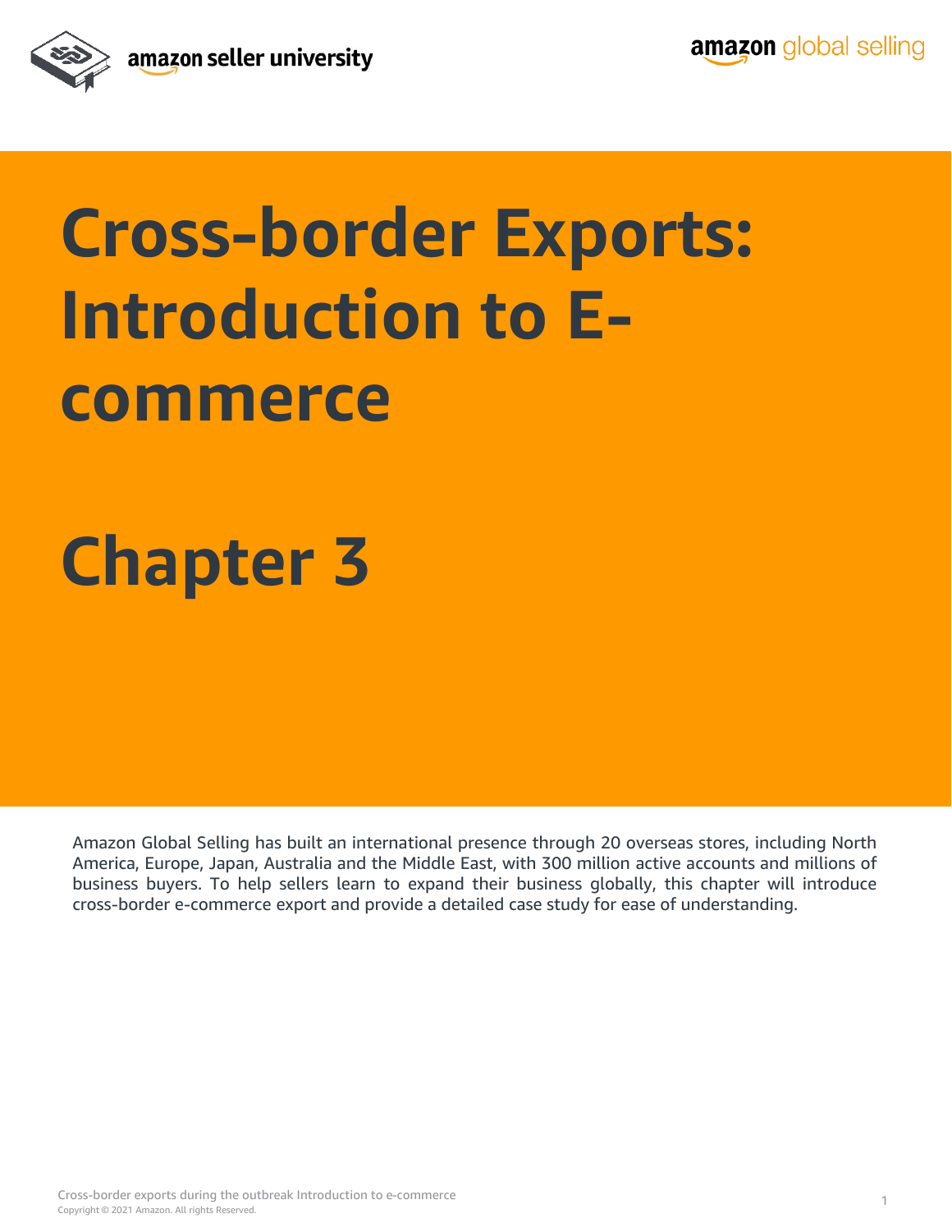# Cross-border Exports: Introduction to E-commerce

# Chapter 3

Amazon Global Selling has built an international presence through 20 overseas stores, including North America, Europe, Japan, Australia and the Middle East, with 300 million active accounts and millions of business buyers. To help sellers learn to expand their business globally, this chapter will introduce cross-border e-commerce export and provide a detailed case study for ease of understanding.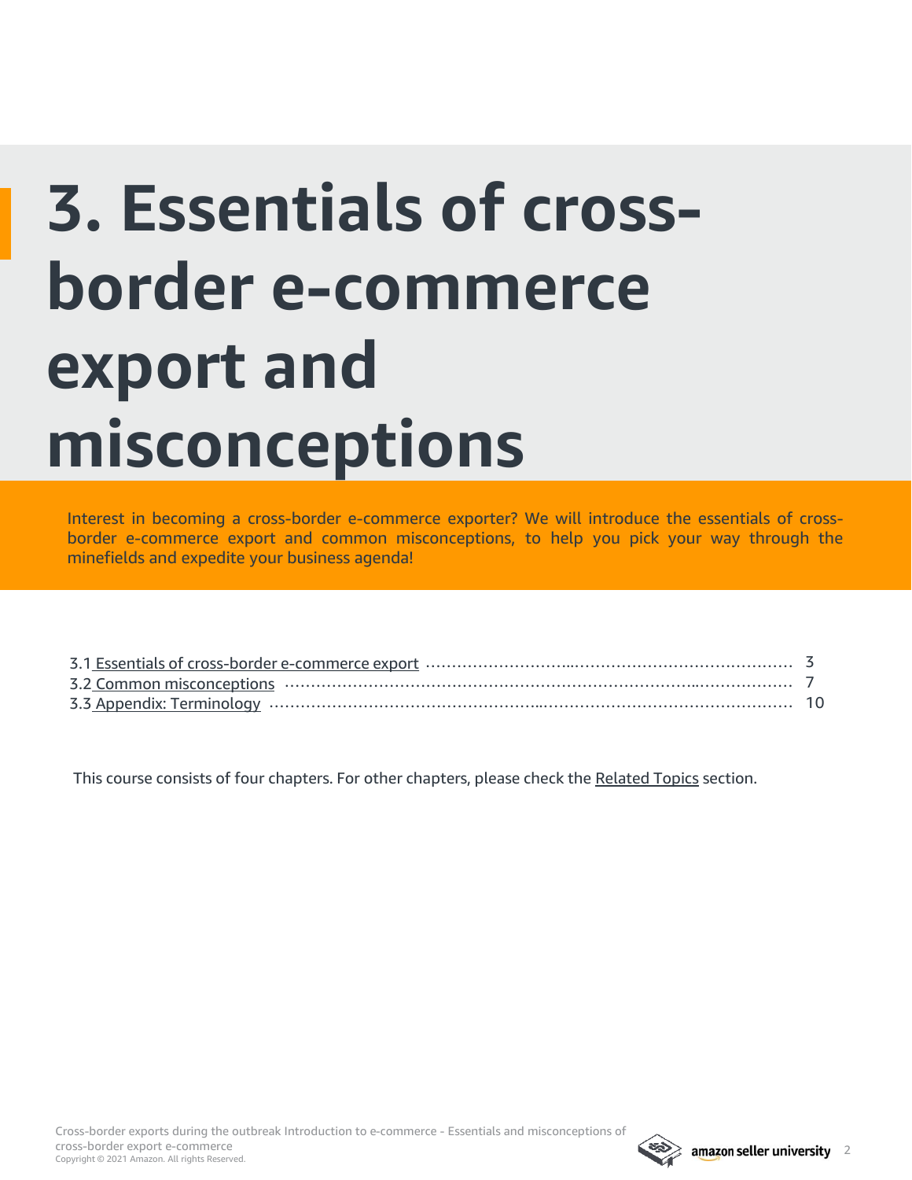# 3. Essentials of cross-border e-commerce export and misconceptions

Interest in becoming a cross-border e-commerce exporter? We will introduce the essentials of cross-border e-commerce export and common misconceptions, to help you pick your way through the minefields and expedite your business agenda!

3.1 Essentials of cross-border e-commerce export ........................................ 3
3.2 Common misconceptions ........................................ 7
3.3 Appendix: Terminology ........................................ 10

This course consists of four chapters. For other chapters, please check the Related Topics section.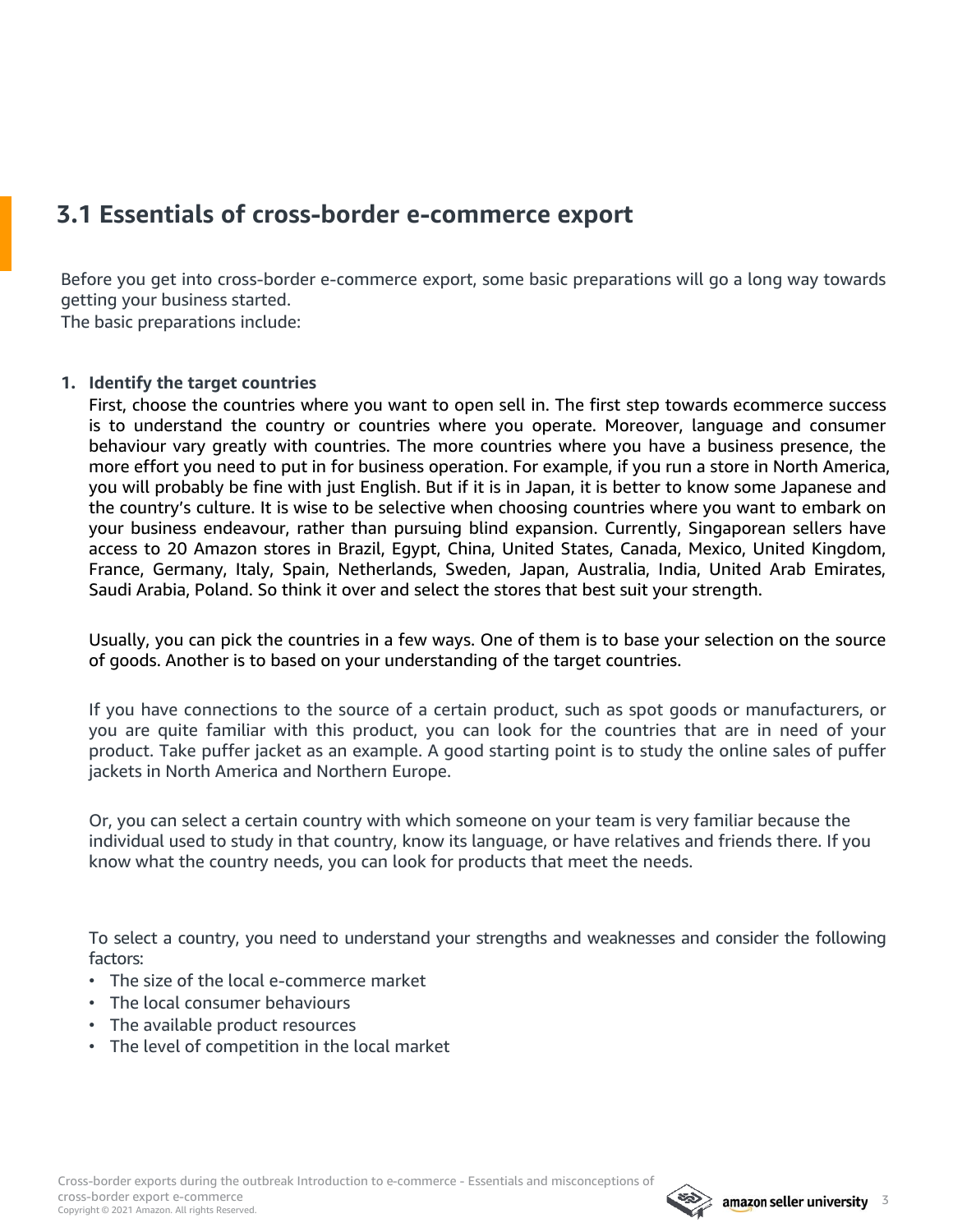## 3.1 Essentials of cross-border e-commerce export

Before you get into cross-border e-commerce export, some basic preparations will go a long way towards getting your business started.
The basic preparations include:

1. **Identify the target countries**

   First, choose the countries where you want to open sell in. The first step towards ecommerce success is to understand the country or countries where you operate. Moreover, language and consumer behaviour vary greatly with countries. The more countries where you have a business presence, the more effort you need to put in for business operation. For example, if you run a store in North America, you will probably be fine with just English. But if it is in Japan, it is better to know some Japanese and the country's culture. It is wise to be selective when choosing countries where you want to embark on your business endeavour, rather than pursuing blind expansion. Currently, Singaporean sellers have access to 20 Amazon stores in Brazil, Egypt, China, United States, Canada, Mexico, United Kingdom, France, Germany, Italy, Spain, Netherlands, Sweden, Japan, Australia, India, United Arab Emirates, Saudi Arabia, Poland. So think it over and select the stores that best suit your strength.

   Usually, you can pick the countries in a few ways. One of them is to base your selection on the source of goods. Another is to based on your understanding of the target countries.

   If you have connections to the source of a certain product, such as spot goods or manufacturers, or you are quite familiar with this product, you can look for the countries that are in need of your product. Take puffer jacket as an example. A good starting point is to study the online sales of puffer jackets in North America and Northern Europe.

   Or, you can select a certain country with which someone on your team is very familiar because the individual used to study in that country, know its language, or have relatives and friends there. If you know what the country needs, you can look for products that meet the needs.

   To select a country, you need to understand your strengths and weaknesses and consider the following factors:

   - The size of the local e-commerce market
   - The local consumer behaviours
   - The available product resources
   - The level of competition in the local market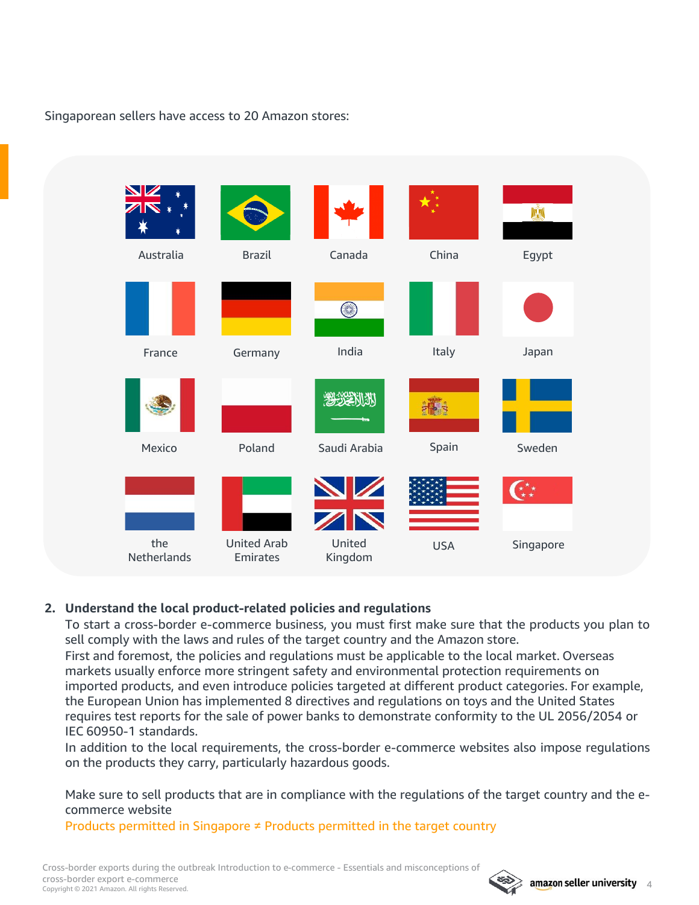Singaporean sellers have access to 20 Amazon stores:

| | | | | |
|---|---|---|---|---|
| Australia | Brazil | Canada | China | Egypt |
| France | Germany | India | Italy | Japan |
| Mexico | Poland | Saudi Arabia | Spain | Sweden |
| the Netherlands | United Arab Emirates | United Kingdom | USA | Singapore |

2. **Understand the local product-related policies and regulations**

   To start a cross-border e-commerce business, you must first make sure that the products you plan to sell comply with the laws and rules of the target country and the Amazon store.

   First and foremost, the policies and regulations must be applicable to the local market. Overseas markets usually enforce more stringent safety and environmental protection requirements on imported products, and even introduce policies targeted at different product categories. For example, the European Union has implemented 8 directives and regulations on toys and the United States requires test reports for the sale of power banks to demonstrate conformity to the UL 2056/2054 or IEC 60950-1 standards.

   In addition to the local requirements, the cross-border e-commerce websites also impose regulations on the products they carry, particularly hazardous goods.

   Make sure to sell products that are in compliance with the regulations of the target country and the e-commerce website

   Products permitted in Singapore ≠ Products permitted in the target country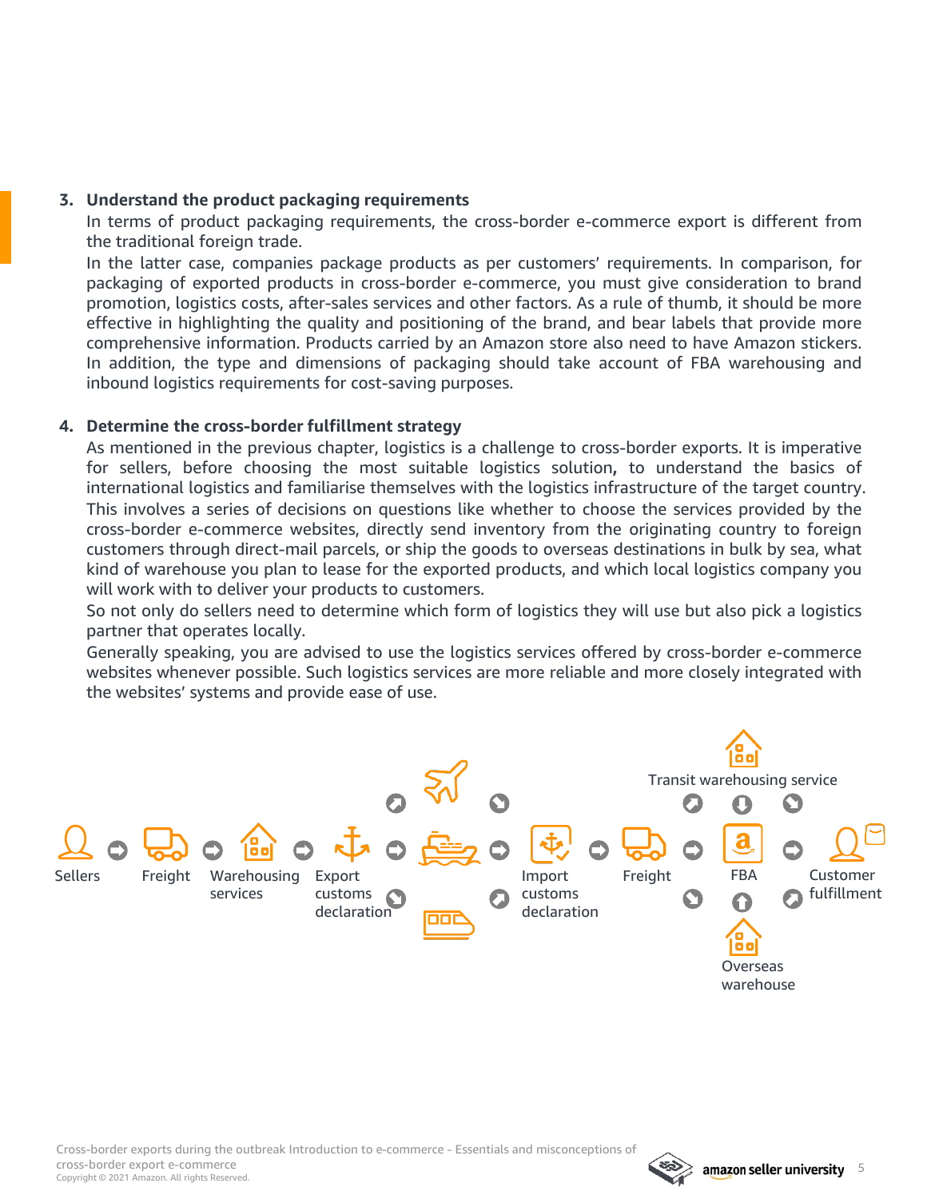3. **Understand the product packaging requirements**

   In terms of product packaging requirements, the cross-border e-commerce export is different from the traditional foreign trade.

   In the latter case, companies package products as per customers' requirements. In comparison, for packaging of exported products in cross-border e-commerce, you must give consideration to brand promotion, logistics costs, after-sales services and other factors. As a rule of thumb, it should be more effective in highlighting the quality and positioning of the brand, and bear labels that provide more comprehensive information. Products carried by an Amazon store also need to have Amazon stickers. In addition, the type and dimensions of packaging should take account of FBA warehousing and inbound logistics requirements for cost-saving purposes.

4. **Determine the cross-border fulfillment strategy**

   As mentioned in the previous chapter, logistics is a challenge to cross-border exports. It is imperative for sellers, before choosing the most suitable logistics solution**,** to understand the basics of international logistics and familiarise themselves with the logistics infrastructure of the target country. This involves a series of decisions on questions like whether to choose the services provided by the cross-border e-commerce websites, directly send inventory from the originating country to foreign customers through direct-mail parcels, or ship the goods to overseas destinations in bulk by sea, what kind of warehouse you plan to lease for the exported products, and which local logistics company you will work with to deliver your products to customers.

   So not only do sellers need to determine which form of logistics they will use but also pick a logistics partner that operates locally.

   Generally speaking, you are advised to use the logistics services offered by cross-border e-commerce websites whenever possible. Such logistics services are more reliable and more closely integrated with the websites' systems and provide ease of use.

Sellers → Freight → Warehousing services → Export customs declaration → (air / sea / rail) → Import customs declaration → Freight → FBA (via Transit warehousing service / Overseas warehouse) → Customer fulfillment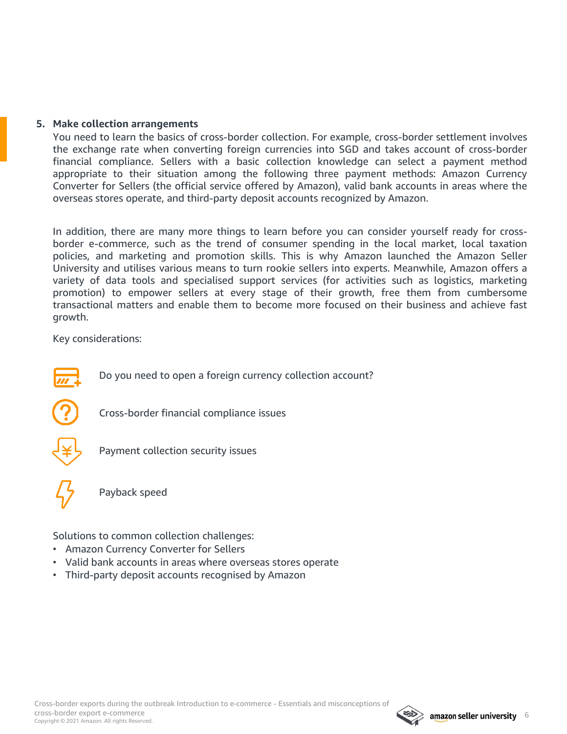## 5. Make collection arrangements

You need to learn the basics of cross-border collection. For example, cross-border settlement involves the exchange rate when converting foreign currencies into SGD and takes account of cross-border financial compliance. Sellers with a basic collection knowledge can select a payment method appropriate to their situation among the following three payment methods: Amazon Currency Converter for Sellers (the official service offered by Amazon), valid bank accounts in areas where the overseas stores operate, and third-party deposit accounts recognized by Amazon.

In addition, there are many more things to learn before you can consider yourself ready for cross-border e-commerce, such as the trend of consumer spending in the local market, local taxation policies, and marketing and promotion skills. This is why Amazon launched the Amazon Seller University and utilises various means to turn rookie sellers into experts. Meanwhile, Amazon offers a variety of data tools and specialised support services (for activities such as logistics, marketing promotion) to empower sellers at every stage of their growth, free them from cumbersome transactional matters and enable them to become more focused on their business and achieve fast growth.

Key considerations:

- Do you need to open a foreign currency collection account?
- Cross-border financial compliance issues
- Payment collection security issues
- Payback speed

Solutions to common collection challenges:

- Amazon Currency Converter for Sellers
- Valid bank accounts in areas where overseas stores operate
- Third-party deposit accounts recognised by Amazon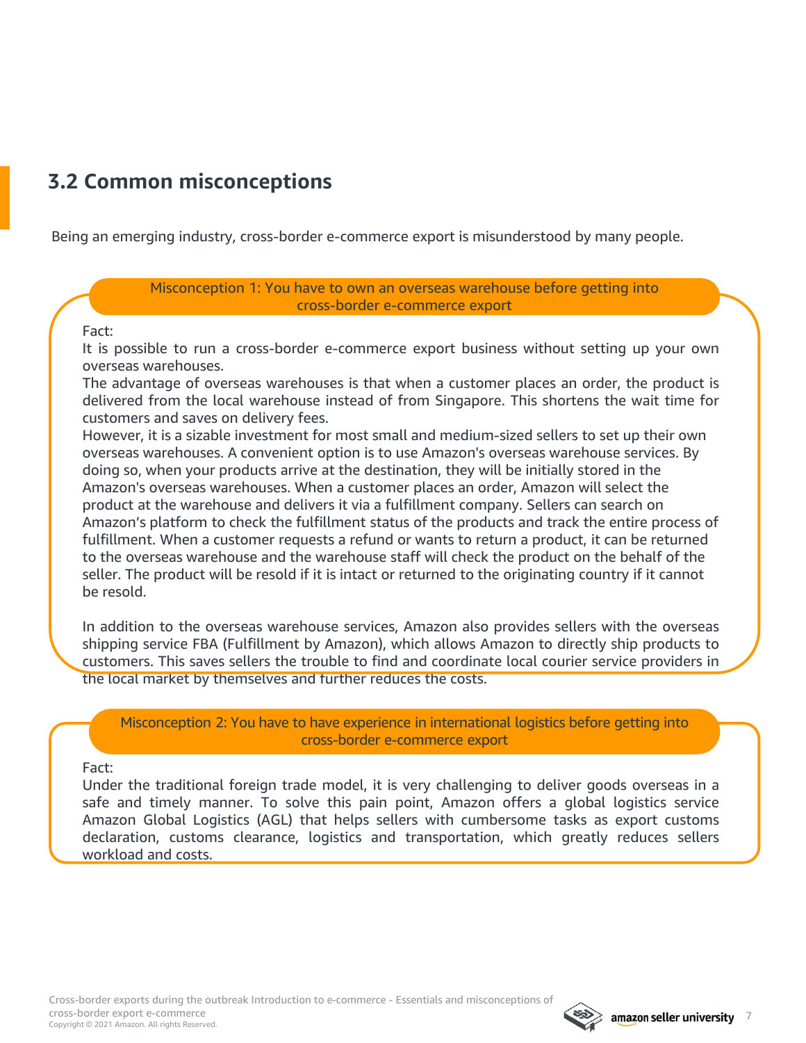## 3.2 Common misconceptions

Being an emerging industry, cross-border e-commerce export is misunderstood by many people.

**Misconception 1: You have to own an overseas warehouse before getting into cross-border e-commerce export**

Fact:

It is possible to run a cross-border e-commerce export business without setting up your own overseas warehouses.

The advantage of overseas warehouses is that when a customer places an order, the product is delivered from the local warehouse instead of from Singapore. This shortens the wait time for customers and saves on delivery fees.

However, it is a sizable investment for most small and medium-sized sellers to set up their own overseas warehouses. A convenient option is to use Amazon's overseas warehouse services. By doing so, when your products arrive at the destination, they will be initially stored in the Amazon's overseas warehouses. When a customer places an order, Amazon will select the product at the warehouse and delivers it via a fulfillment company. Sellers can search on Amazon's platform to check the fulfillment status of the products and track the entire process of fulfillment. When a customer requests a refund or wants to return a product, it can be returned to the overseas warehouse and the warehouse staff will check the product on the behalf of the seller. The product will be resold if it is intact or returned to the originating country if it cannot be resold.

In addition to the overseas warehouse services, Amazon also provides sellers with the overseas shipping service FBA (Fulfillment by Amazon), which allows Amazon to directly ship products to customers. This saves sellers the trouble to find and coordinate local courier service providers in the local market by themselves and further reduces the costs.

**Misconception 2: You have to have experience in international logistics before getting into cross-border e-commerce export**

Fact:

Under the traditional foreign trade model, it is very challenging to deliver goods overseas in a safe and timely manner. To solve this pain point, Amazon offers a global logistics service Amazon Global Logistics (AGL) that helps sellers with cumbersome tasks as export customs declaration, customs clearance, logistics and transportation, which greatly reduces sellers workload and costs.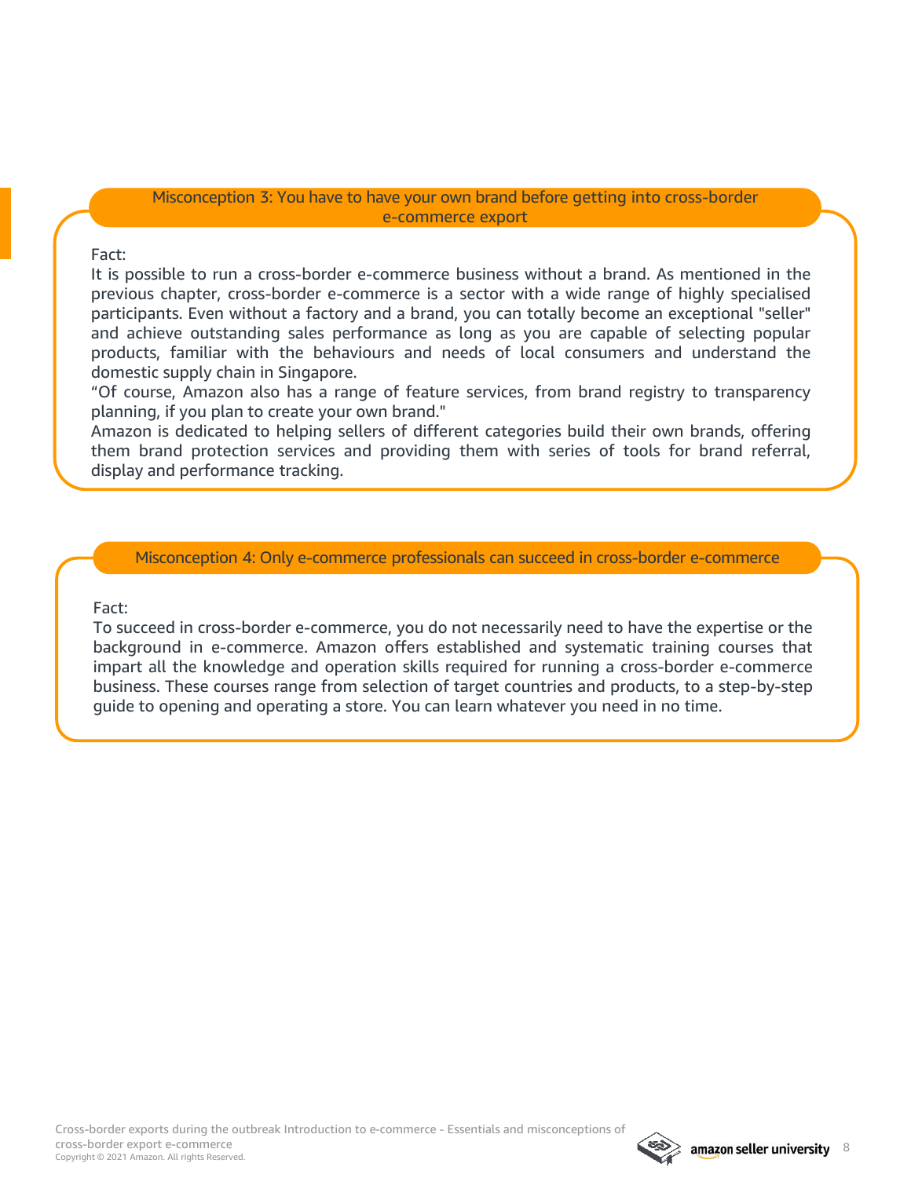### Misconception 3: You have to have your own brand before getting into cross-border e-commerce export

Fact:
It is possible to run a cross-border e-commerce business without a brand. As mentioned in the previous chapter, cross-border e-commerce is a sector with a wide range of highly specialised participants. Even without a factory and a brand, you can totally become an exceptional "seller" and achieve outstanding sales performance as long as you are capable of selecting popular products, familiar with the behaviours and needs of local consumers and understand the domestic supply chain in Singapore.
"Of course, Amazon also has a range of feature services, from brand registry to transparency planning, if you plan to create your own brand."
Amazon is dedicated to helping sellers of different categories build their own brands, offering them brand protection services and providing them with series of tools for brand referral, display and performance tracking.

### Misconception 4: Only e-commerce professionals can succeed in cross-border e-commerce

Fact:
To succeed in cross-border e-commerce, you do not necessarily need to have the expertise or the background in e-commerce. Amazon offers established and systematic training courses that impart all the knowledge and operation skills required for running a cross-border e-commerce business. These courses range from selection of target countries and products, to a step-by-step guide to opening and operating a store. You can learn whatever you need in no time.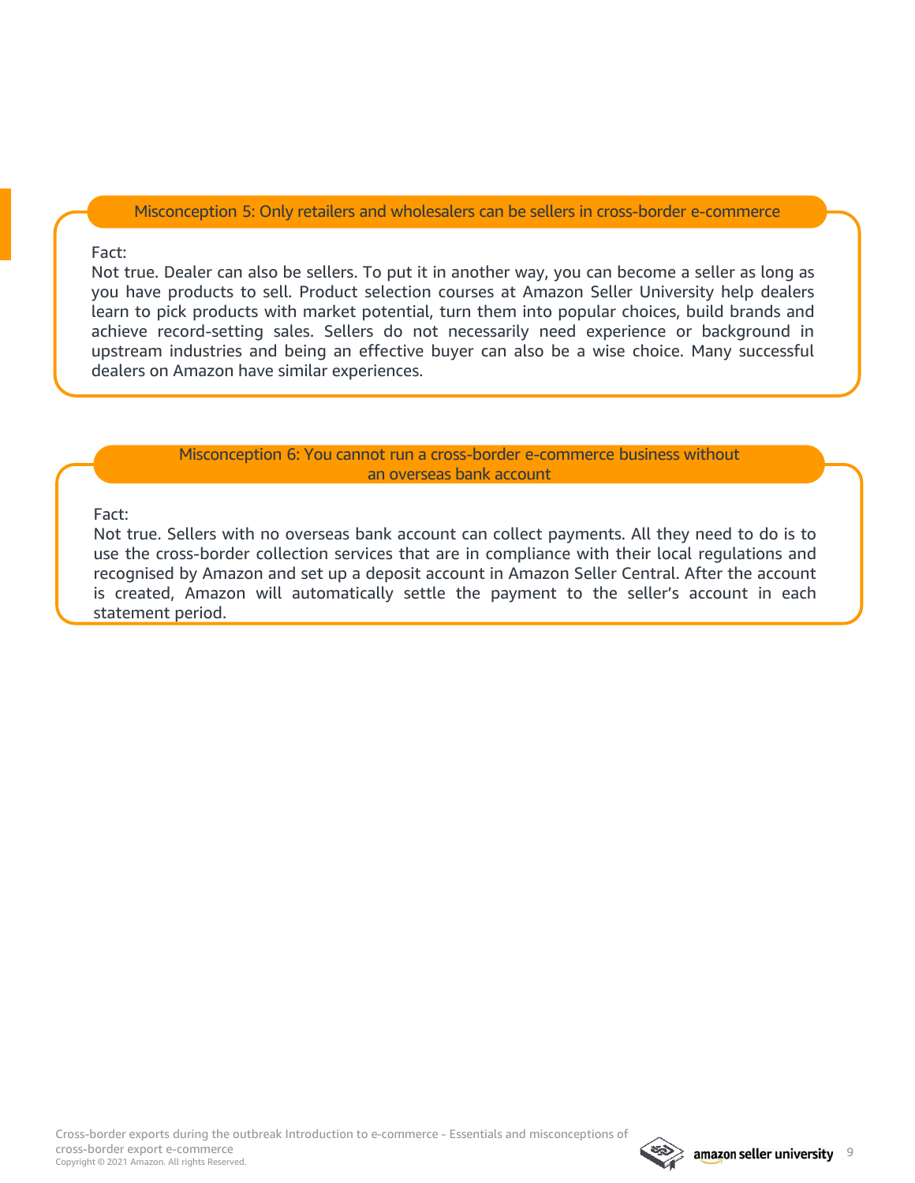### Misconception 5: Only retailers and wholesalers can be sellers in cross-border e-commerce

Fact:
Not true. Dealer can also be sellers. To put it in another way, you can become a seller as long as you have products to sell. Product selection courses at Amazon Seller University help dealers learn to pick products with market potential, turn them into popular choices, build brands and achieve record-setting sales. Sellers do not necessarily need experience or background in upstream industries and being an effective buyer can also be a wise choice. Many successful dealers on Amazon have similar experiences.

### Misconception 6: You cannot run a cross-border e-commerce business without an overseas bank account

Fact:
Not true. Sellers with no overseas bank account can collect payments. All they need to do is to use the cross-border collection services that are in compliance with their local regulations and recognised by Amazon and set up a deposit account in Amazon Seller Central. After the account is created, Amazon will automatically settle the payment to the seller's account in each statement period.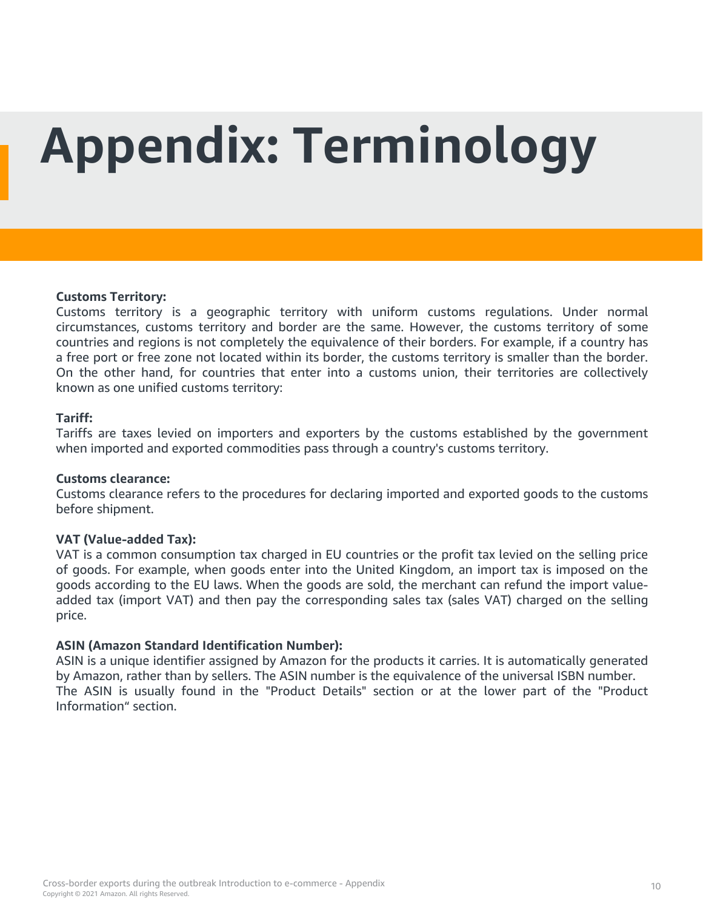# Appendix: Terminology

**Customs Territory:**
Customs territory is a geographic territory with uniform customs regulations. Under normal circumstances, customs territory and border are the same. However, the customs territory of some countries and regions is not completely the equivalence of their borders. For example, if a country has a free port or free zone not located within its border, the customs territory is smaller than the border. On the other hand, for countries that enter into a customs union, their territories are collectively known as one unified customs territory:

**Tariff:**
Tariffs are taxes levied on importers and exporters by the customs established by the government when imported and exported commodities pass through a country's customs territory.

**Customs clearance:**
Customs clearance refers to the procedures for declaring imported and exported goods to the customs before shipment.

**VAT (Value-added Tax):**
VAT is a common consumption tax charged in EU countries or the profit tax levied on the selling price of goods. For example, when goods enter into the United Kingdom, an import tax is imposed on the goods according to the EU laws. When the goods are sold, the merchant can refund the import value-added tax (import VAT) and then pay the corresponding sales tax (sales VAT) charged on the selling price.

**ASIN (Amazon Standard Identification Number):**
ASIN is a unique identifier assigned by Amazon for the products it carries. It is automatically generated by Amazon, rather than by sellers. The ASIN number is the equivalence of the universal ISBN number.
The ASIN is usually found in the "Product Details" section or at the lower part of the "Product Information" section.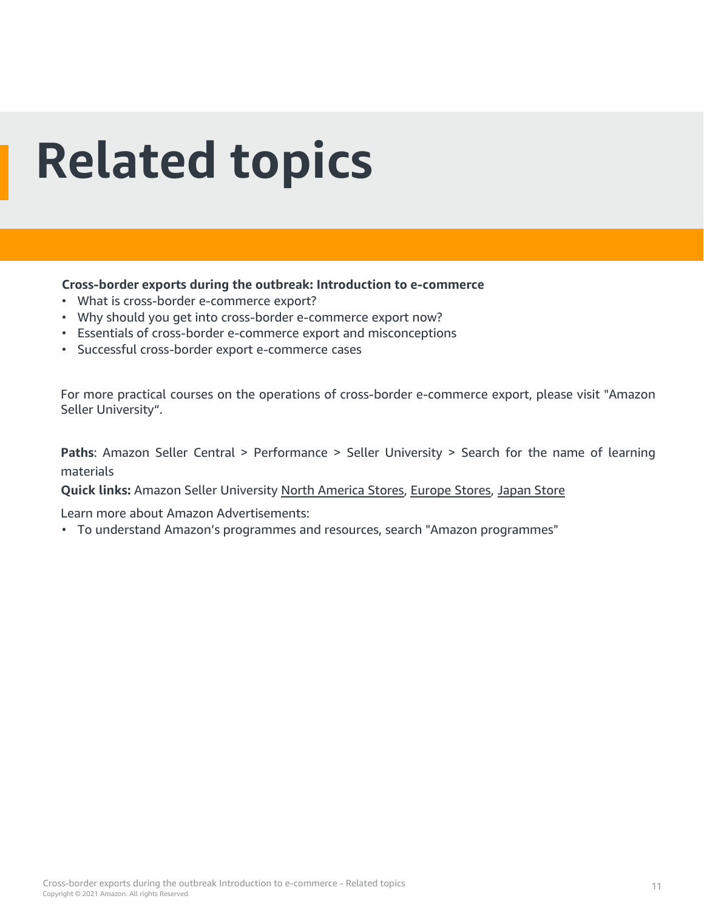# Related topics

**Cross-border exports during the outbreak: Introduction to e-commerce**

- What is cross-border e-commerce export?
- Why should you get into cross-border e-commerce export now?
- Essentials of cross-border e-commerce export and misconceptions
- Successful cross-border export e-commerce cases

For more practical courses on the operations of cross-border e-commerce export, please visit "Amazon Seller University“.

**Paths**: Amazon Seller Central > Performance > Seller University > Search for the name of learning materials

**Quick links:** Amazon Seller University North America Stores, Europe Stores, Japan Store

Learn more about Amazon Advertisements:

- To understand Amazon’s programmes and resources, search "Amazon programmes"